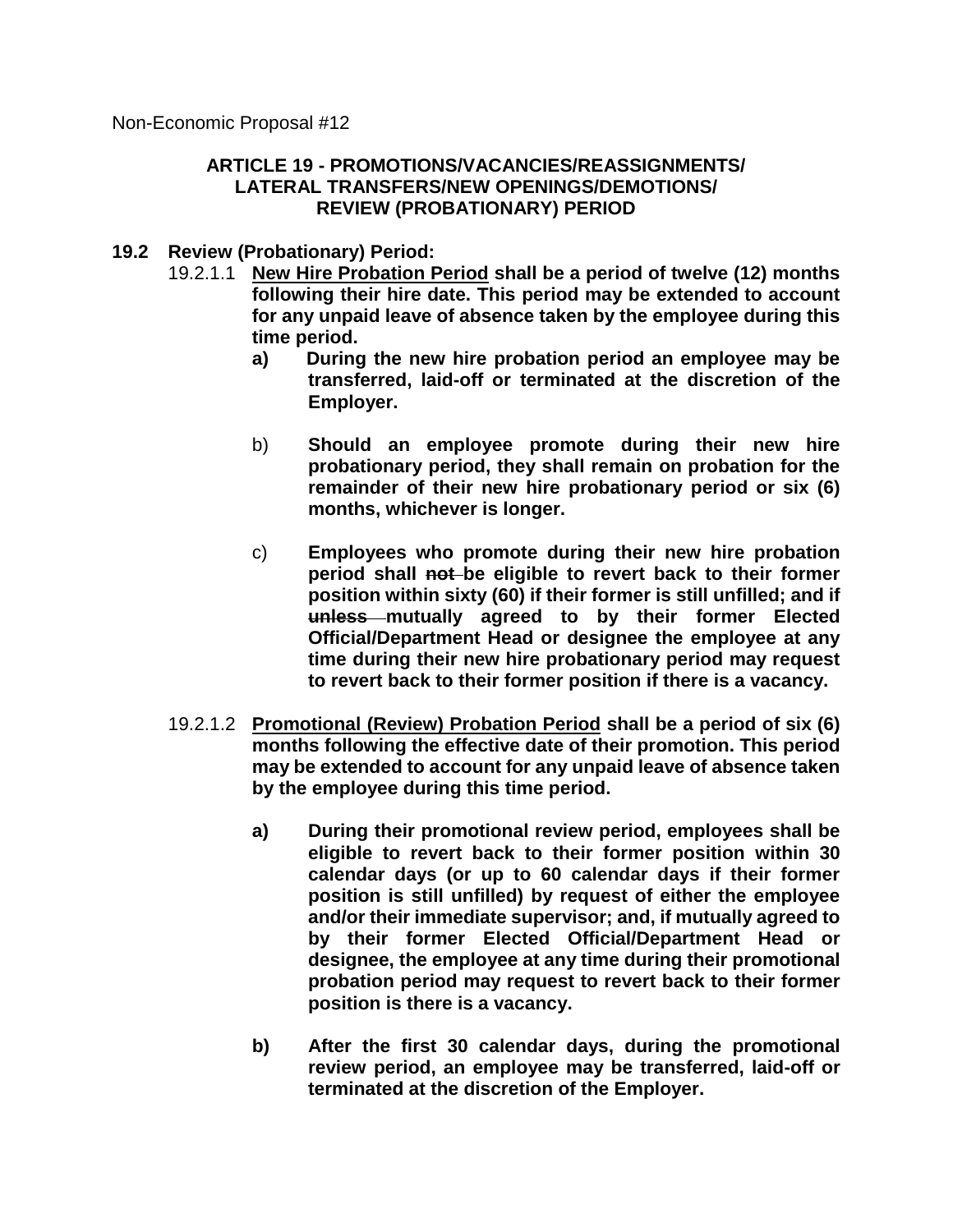Non-Economic Proposal #12

## ARTICLE 19 - PROMOTIONS/VACANCIES/REASSIGNMENTS/ LATERAL TRANSFERS/NEW OPENINGS/DEMOTIONS/ REVIEW (PROBATIONARY) PERIOD

**19.2 Review (Probationary) Period:**

19.2.1.1 **<u>New Hire Probation Period</u> shall be a period of twelve (12) months following their hire date. This period may be extended to account for any unpaid leave of absence taken by the employee during this time period.**

**a) During the new hire probation period an employee may be transferred, laid-off or terminated at the discretion of the Employer.**

b) **Should an employee promote during their new hire probationary period, they shall remain on probation for the remainder of their new hire probationary period or six (6) months, whichever is longer.**

c) **Employees who promote during their new hire probation period shall ~~not~~ be eligible to revert back to their former position within sixty (60) if their former is still unfilled; and if ~~unless~~ mutually agreed to by their former Elected Official/Department Head or designee the employee at any time during their new hire probationary period may request to revert back to their former position if there is a vacancy.**

19.2.1.2 **<u>Promotional (Review) Probation Period</u> shall be a period of six (6) months following the effective date of their promotion. This period may be extended to account for any unpaid leave of absence taken by the employee during this time period.**

**a) During their promotional review period, employees shall be eligible to revert back to their former position within 30 calendar days (or up to 60 calendar days if their former position is still unfilled) by request of either the employee and/or their immediate supervisor; and, if mutually agreed to by their former Elected Official/Department Head or designee, the employee at any time during their promotional probation period may request to revert back to their former position is there is a vacancy.**

**b) After the first 30 calendar days, during the promotional review period, an employee may be transferred, laid-off or terminated at the discretion of the Employer.**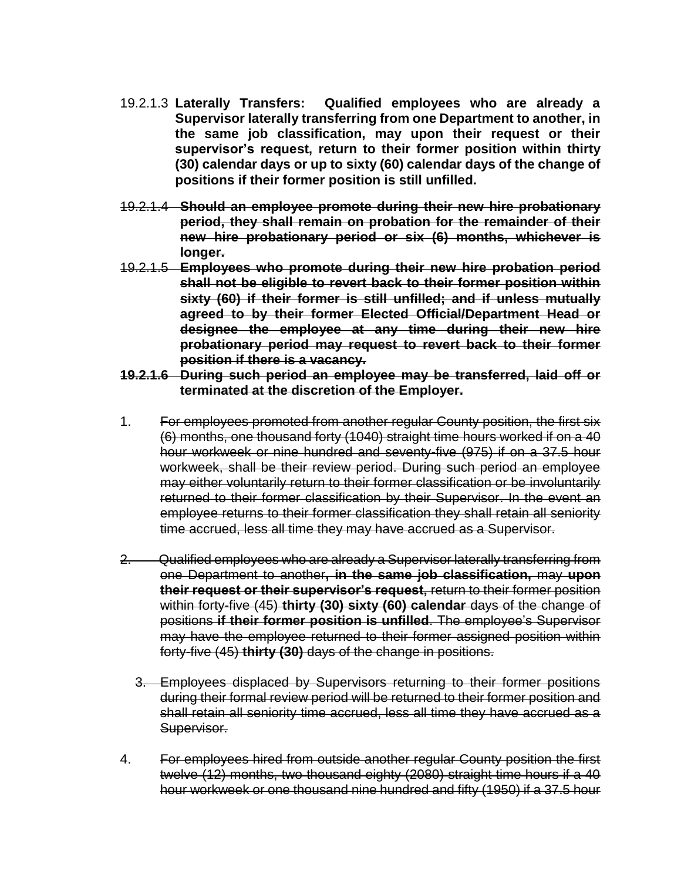19.2.1.3 **Laterally Transfers: Qualified employees who are already a Supervisor laterally transferring from one Department to another, in the same job classification, may upon their request or their supervisor's request, return to their former position within thirty (30) calendar days or up to sixty (60) calendar days of the change of positions if their former position is still unfilled.**

~~19.2.1.4~~ ~~**Should an employee promote during their new hire probationary period, they shall remain on probation for the remainder of their new hire probationary period or six (6) months, whichever is longer.**~~

~~19.2.1.5~~ ~~**Employees who promote during their new hire probation period shall not be eligible to revert back to their former position within sixty (60) if their former is still unfilled; and if unless mutually agreed to by their former Elected Official/Department Head or designee the employee at any time during their new hire probationary period may request to revert back to their former position if there is a vacancy.**~~

~~**19.2.1.6**~~ ~~**During such period an employee may be transferred, laid off or terminated at the discretion of the Employer.**~~

1. ~~For employees promoted from another regular County position, the first six (6) months, one thousand forty (1040) straight time hours worked if on a 40 hour workweek or nine hundred and seventy-five (975) if on a 37.5 hour workweek, shall be their review period. During such period an employee may either voluntarily return to their former classification or be involuntarily returned to their former classification by their Supervisor. In the event an employee returns to their former classification they shall retain all seniority time accrued, less all time they may have accrued as a Supervisor.~~

2. ~~Qualified employees who are already a Supervisor laterally transferring from one Department to another~~**, in the same job classification,** ~~may~~ **upon their request or their supervisor's request,** ~~return to their former position within forty-five (45)~~ **thirty (30) sixty (60) calendar** ~~days of the change of positions~~ **if their former position is unfilled**. ~~The employee's Supervisor may have the employee returned to their former assigned position within forty-five (45)~~ **thirty (30)** ~~days of the change in positions.~~

3. ~~Employees displaced by Supervisors returning to their former positions during their formal review period will be returned to their former position and shall retain all seniority time accrued, less all time they have accrued as a Supervisor.~~

4. ~~For employees hired from outside another regular County position the first twelve (12) months, two thousand eighty (2080) straight time hours if a 40 hour workweek or one thousand nine hundred and fifty (1950) if a 37.5 hour~~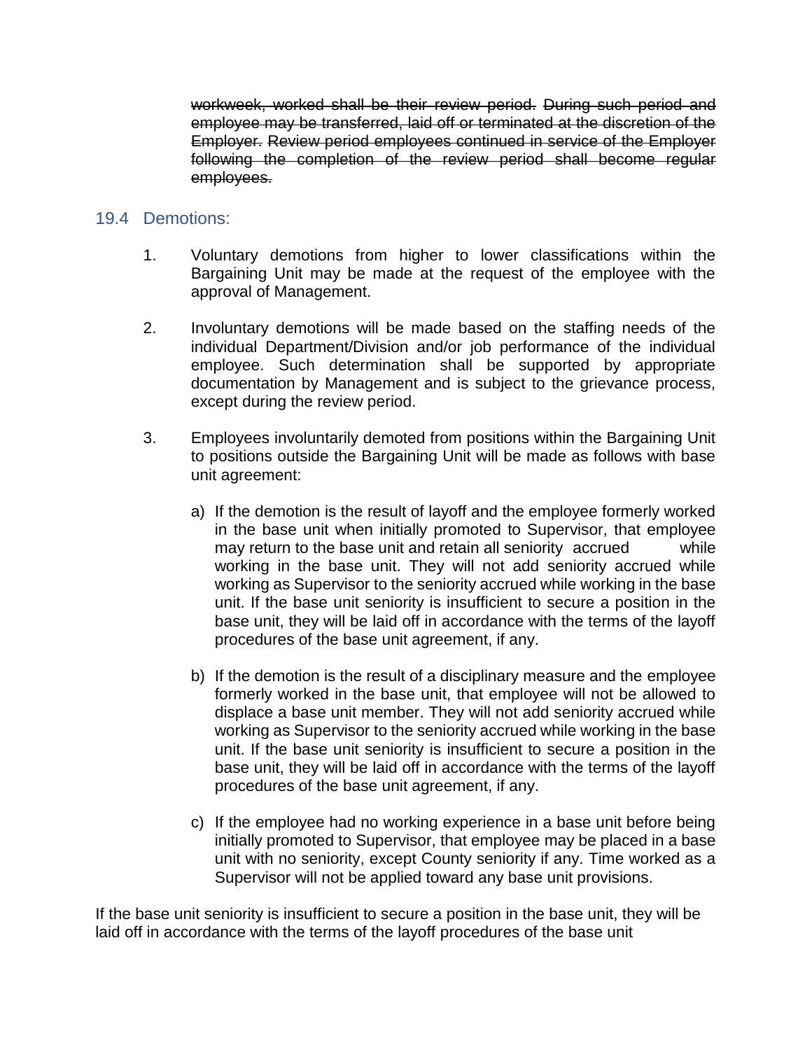~~workweek, worked shall be their review period. During such period and employee may be transferred, laid off or terminated at the discretion of the Employer. Review period employees continued in service of the Employer following the completion of the review period shall become regular employees.~~

## 19.4 Demotions:

1. Voluntary demotions from higher to lower classifications within the Bargaining Unit may be made at the request of the employee with the approval of Management.

2. Involuntary demotions will be made based on the staffing needs of the individual Department/Division and/or job performance of the individual employee. Such determination shall be supported by appropriate documentation by Management and is subject to the grievance process, except during the review period.

3. Employees involuntarily demoted from positions within the Bargaining Unit to positions outside the Bargaining Unit will be made as follows with base unit agreement:

   a) If the demotion is the result of layoff and the employee formerly worked in the base unit when initially promoted to Supervisor, that employee may return to the base unit and retain all seniority accrued while working in the base unit. They will not add seniority accrued while working as Supervisor to the seniority accrued while working in the base unit. If the base unit seniority is insufficient to secure a position in the base unit, they will be laid off in accordance with the terms of the layoff procedures of the base unit agreement, if any.

   b) If the demotion is the result of a disciplinary measure and the employee formerly worked in the base unit, that employee will not be allowed to displace a base unit member. They will not add seniority accrued while working as Supervisor to the seniority accrued while working in the base unit. If the base unit seniority is insufficient to secure a position in the base unit, they will be laid off in accordance with the terms of the layoff procedures of the base unit agreement, if any.

   c) If the employee had no working experience in a base unit before being initially promoted to Supervisor, that employee may be placed in a base unit with no seniority, except County seniority if any. Time worked as a Supervisor will not be applied toward any base unit provisions.

If the base unit seniority is insufficient to secure a position in the base unit, they will be laid off in accordance with the terms of the layoff procedures of the base unit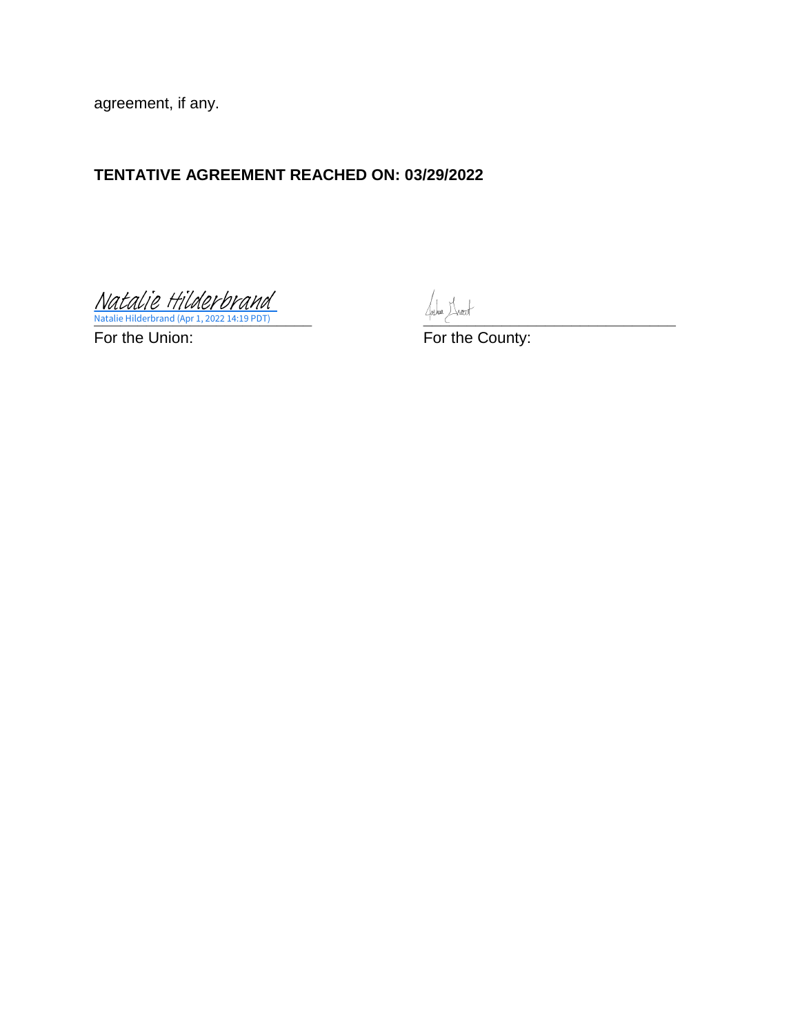agreement, if any.

**TENTATIVE AGREEMENT REACHED ON: 03/29/2022**

Natalie Hilderbrand
Natalie Hilderbrand (Apr 1, 2022 14:19 PDT)

For the Union:

For the County: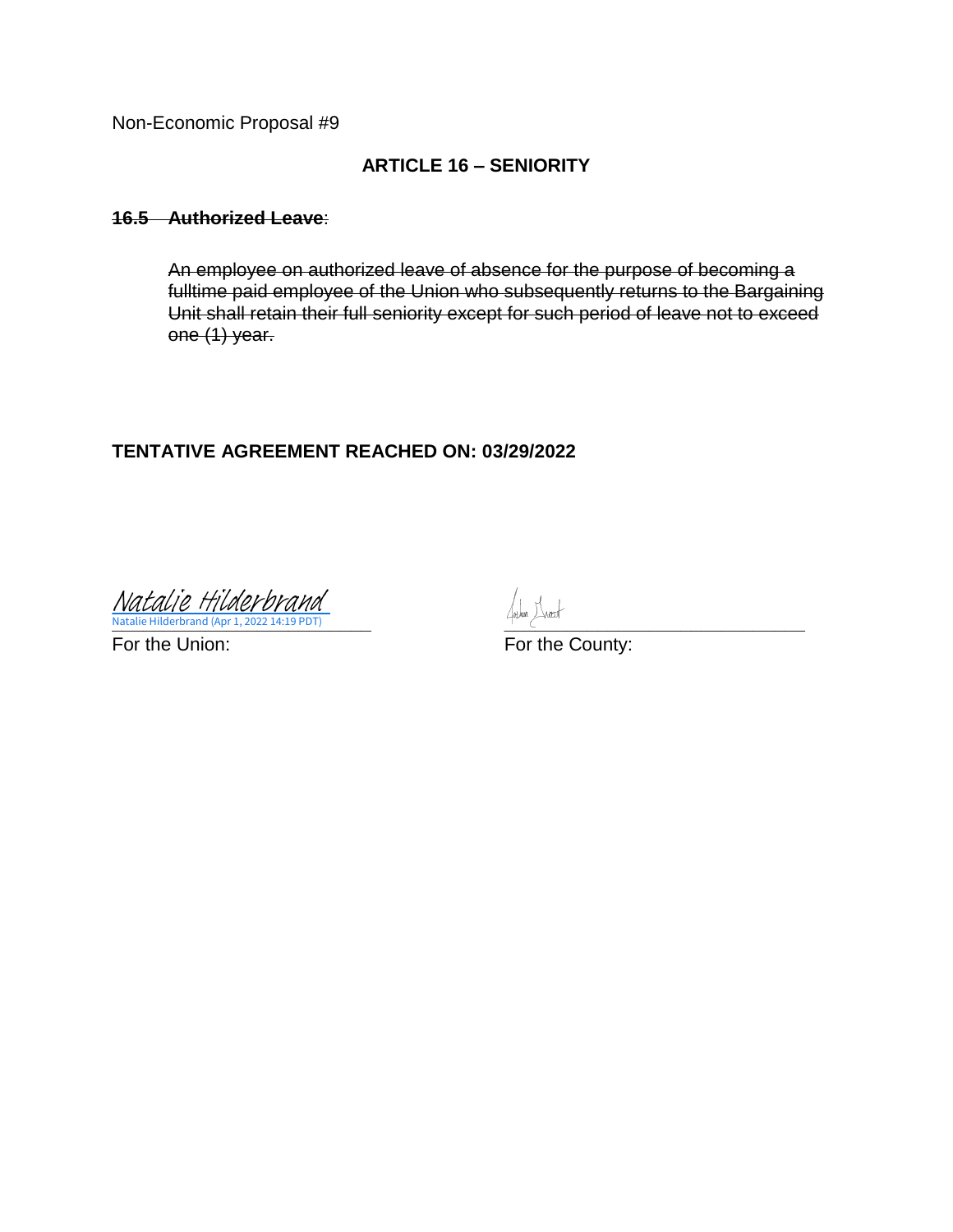Non-Economic Proposal #9

## ARTICLE 16 – SENIORITY

~~**16.5 Authorized Leave**~~:

~~An employee on authorized leave of absence for the purpose of becoming a fulltime paid employee of the Union who subsequently returns to the Bargaining Unit shall retain their full seniority except for such period of leave not to exceed one (1) year.~~

**TENTATIVE AGREEMENT REACHED ON: 03/29/2022**

Natalie Hilderbrand
Natalie Hilderbrand (Apr 1, 2022 14:19 PDT)

For the Union:

For the County: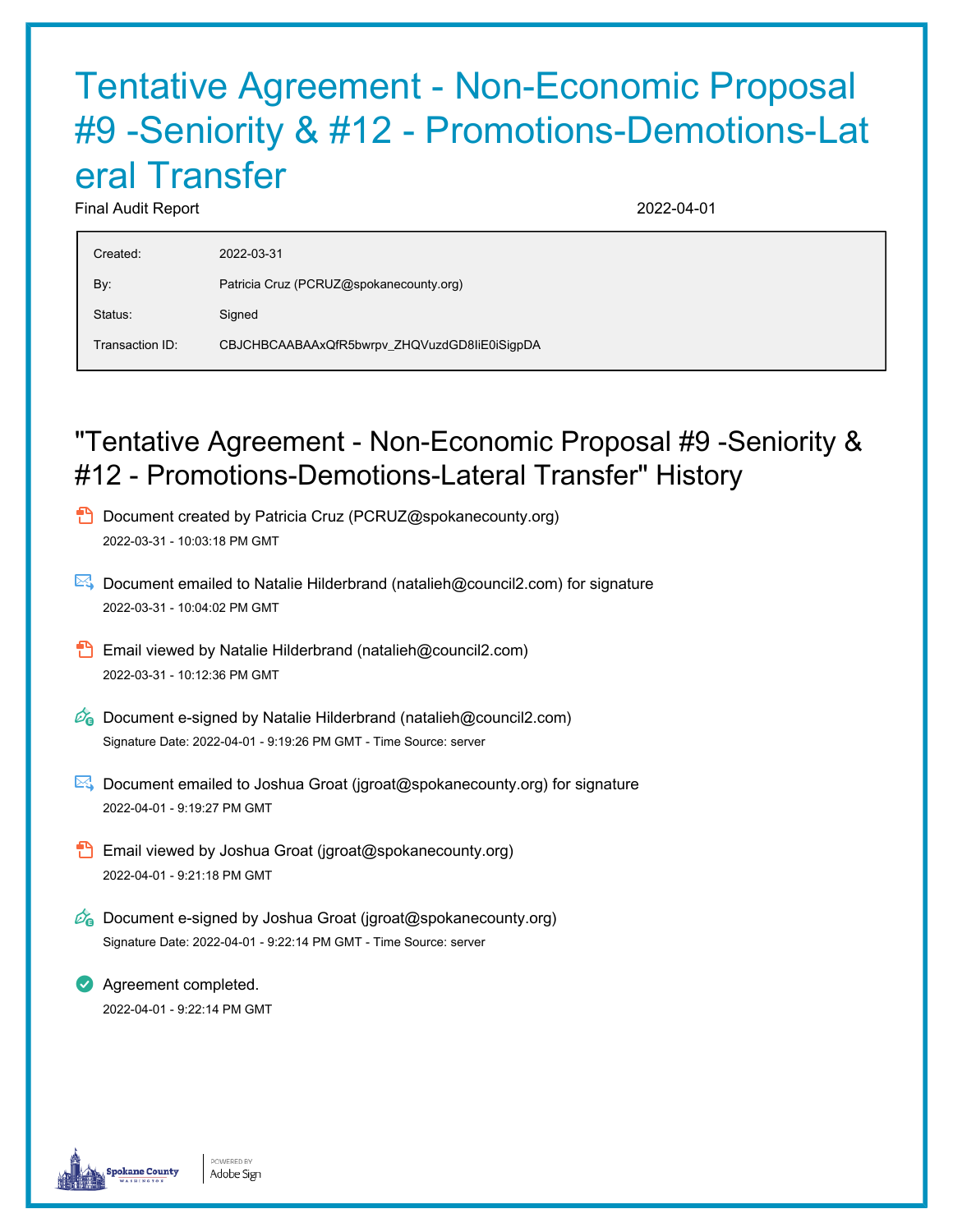# Tentative Agreement - Non-Economic Proposal #9 -Seniority & #12 - Promotions-Demotions-Lateral Transfer

Final Audit Report 2022-04-01

| | |
|---|---|
| Created: | 2022-03-31 |
| By: | Patricia Cruz (PCRUZ@spokanecounty.org) |
| Status: | Signed |
| Transaction ID: | CBJCHBCAABAAxQfR5bwrpv_ZHQVuzdGD8IiE0iSigpDA |

## "Tentative Agreement - Non-Economic Proposal #9 -Seniority & #12 - Promotions-Demotions-Lateral Transfer" History

- Document created by Patricia Cruz (PCRUZ@spokanecounty.org)
  2022-03-31 - 10:03:18 PM GMT

- Document emailed to Natalie Hilderbrand (natalieh@council2.com) for signature
  2022-03-31 - 10:04:02 PM GMT

- Email viewed by Natalie Hilderbrand (natalieh@council2.com)
  2022-03-31 - 10:12:36 PM GMT

- Document e-signed by Natalie Hilderbrand (natalieh@council2.com)
  Signature Date: 2022-04-01 - 9:19:26 PM GMT - Time Source: server

- Document emailed to Joshua Groat (jgroat@spokanecounty.org) for signature
  2022-04-01 - 9:19:27 PM GMT

- Email viewed by Joshua Groat (jgroat@spokanecounty.org)
  2022-04-01 - 9:21:18 PM GMT

- Document e-signed by Joshua Groat (jgroat@spokanecounty.org)
  Signature Date: 2022-04-01 - 9:22:14 PM GMT - Time Source: server

- Agreement completed.
  2022-04-01 - 9:22:14 PM GMT

Spokane County WASHINGTON | POWERED BY Adobe Sign